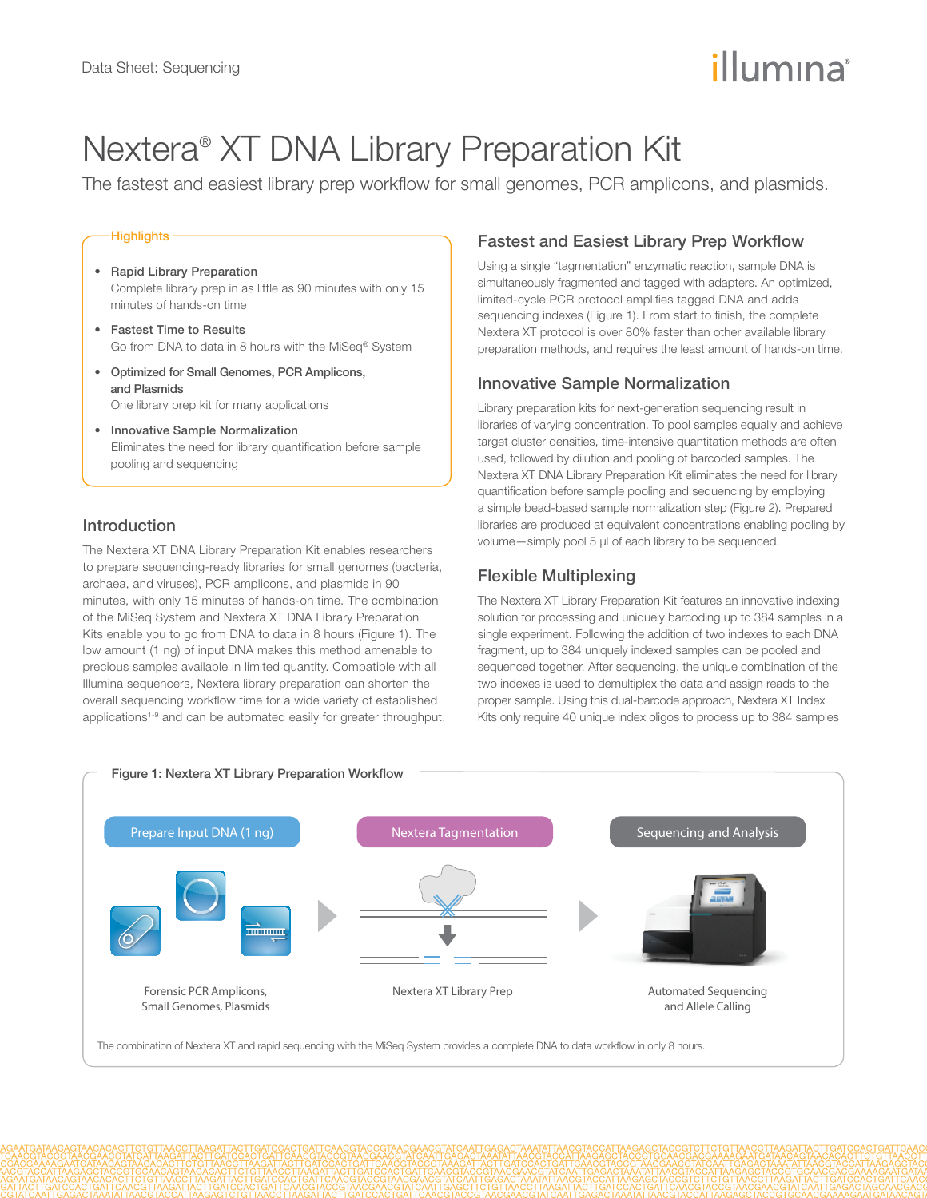# Nextera® XT DNA Library Preparation Kit

The fastest and easiest library prep workflow for small genomes, PCR amplicons, and plasmids.

## Highlights

- **Rapid Library Preparation**
  Complete library prep in as little as 90 minutes with only 15 minutes of hands-on time
- **Fastest Time to Results**
  Go from DNA to data in 8 hours with the MiSeq® System
- **Optimized for Small Genomes, PCR Amplicons, and Plasmids**
  One library prep kit for many applications
- **Innovative Sample Normalization**
  Eliminates the need for library quantification before sample pooling and sequencing

## Introduction

The Nextera XT DNA Library Preparation Kit enables researchers to prepare sequencing-ready libraries for small genomes (bacteria, archaea, and viruses), PCR amplicons, and plasmids in 90 minutes, with only 15 minutes of hands-on time. The combination of the MiSeq System and Nextera XT DNA Library Preparation Kits enable you to go from DNA to data in 8 hours (Figure 1). The low amount (1 ng) of input DNA makes this method amenable to precious samples available in limited quantity. Compatible with all Illumina sequencers, Nextera library preparation can shorten the overall sequencing workflow time for a wide variety of established applications[1-9] and can be automated easily for greater throughput.

## Fastest and Easiest Library Prep Workflow

Using a single "tagmentation" enzymatic reaction, sample DNA is simultaneously fragmented and tagged with adapters. An optimized, limited-cycle PCR protocol amplifies tagged DNA and adds sequencing indexes (Figure 1). From start to finish, the complete Nextera XT protocol is over 80% faster than other available library preparation methods, and requires the least amount of hands-on time.

## Innovative Sample Normalization

Library preparation kits for next-generation sequencing result in libraries of varying concentration. To pool samples equally and achieve target cluster densities, time-intensive quantitation methods are often used, followed by dilution and pooling of barcoded samples. The Nextera XT DNA Library Preparation Kit eliminates the need for library quantification before sample pooling and sequencing by employing a simple bead-based sample normalization step (Figure 2). Prepared libraries are produced at equivalent concentrations enabling pooling by volume—simply pool 5 µl of each library to be sequenced.

## Flexible Multiplexing

The Nextera XT Library Preparation Kit features an innovative indexing solution for processing and uniquely barcoding up to 384 samples in a single experiment. Following the addition of two indexes to each DNA fragment, up to 384 uniquely indexed samples can be pooled and sequenced together. After sequencing, the unique combination of the two indexes is used to demultiplex the data and assign reads to the proper sample. Using this dual-barcode approach, Nextera XT Index Kits only require 40 unique index oligos to process up to 384 samples

**Figure 1: Nextera XT Library Preparation Workflow**

Prepare Input DNA (1 ng) → Nextera Tagmentation → Sequencing and Analysis

Forensic PCR Amplicons, Small Genomes, Plasmids | Nextera XT Library Prep | Automated Sequencing and Allele Calling

The combination of Nextera XT and rapid sequencing with the MiSeq System provides a complete DNA to data workflow in only 8 hours.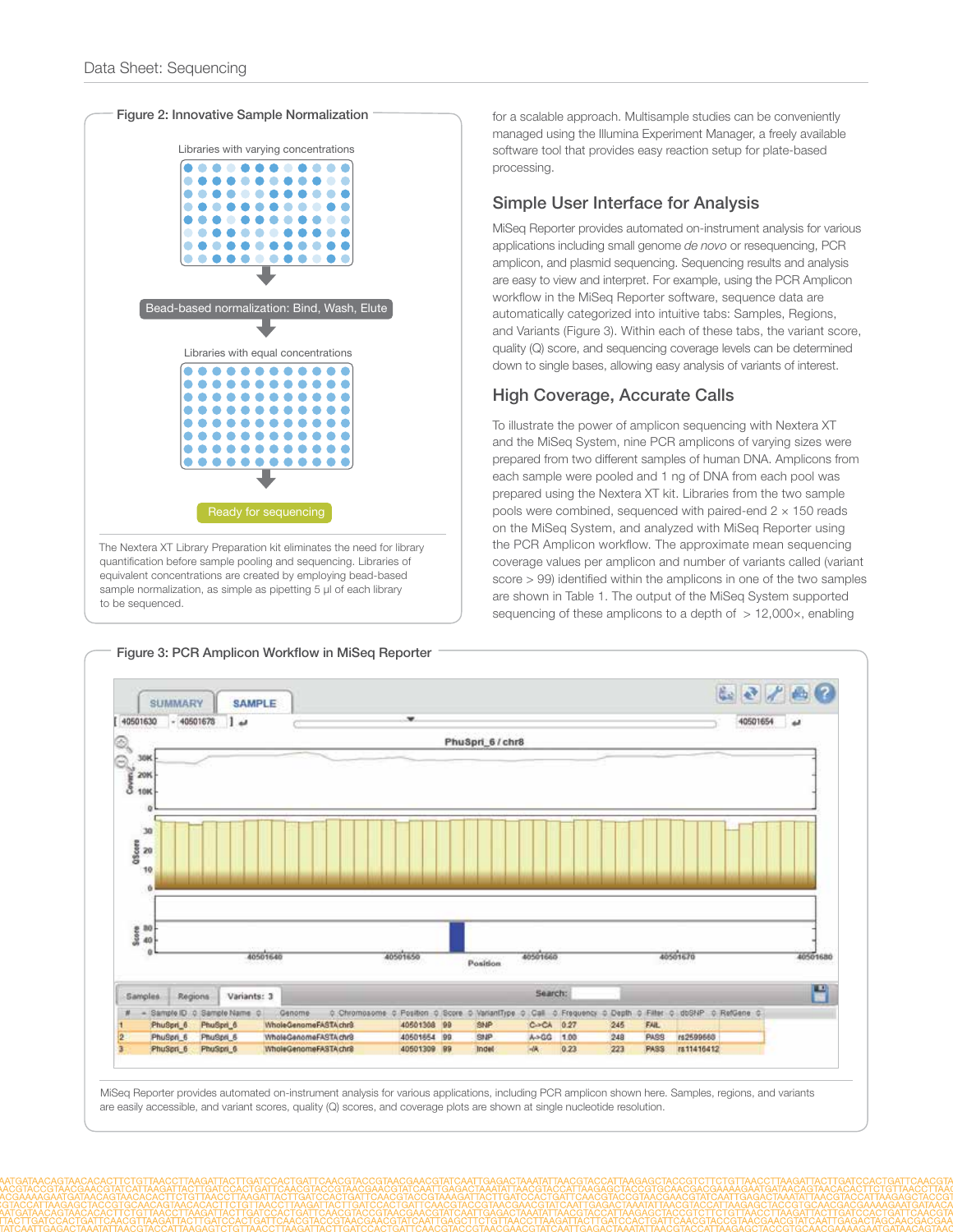## Figure 2: Innovative Sample Normalization

Libraries with varying concentrations

Bead-based normalization: Bind, Wash, Elute

Libraries with equal concentrations

Ready for sequencing

The Nextera XT Library Preparation kit eliminates the need for library quantification before sample pooling and sequencing. Libraries of equivalent concentrations are created by employing bead-based sample normalization, as simple as pipetting 5 µl of each library to be sequenced.

for a scalable approach. Multisample studies can be conveniently managed using the Illumina Experiment Manager, a freely available software tool that provides easy reaction setup for plate-based processing.

## Simple User Interface for Analysis

MiSeq Reporter provides automated on-instrument analysis for various applications including small genome *de novo* or resequencing, PCR amplicon, and plasmid sequencing. Sequencing results and analysis are easy to view and interpret. For example, using the PCR Amplicon workflow in the MiSeq Reporter software, sequence data are automatically categorized into intuitive tabs: Samples, Regions, and Variants (Figure 3). Within each of these tabs, the variant score, quality (Q) score, and sequencing coverage levels can be determined down to single bases, allowing easy analysis of variants of interest.

## High Coverage, Accurate Calls

To illustrate the power of amplicon sequencing with Nextera XT and the MiSeq System, nine PCR amplicons of varying sizes were prepared from two different samples of human DNA. Amplicons from each sample were pooled and 1 ng of DNA from each pool was prepared using the Nextera XT kit. Libraries from the two sample pools were combined, sequenced with paired-end 2 × 150 reads on the MiSeq System, and analyzed with MiSeq Reporter using the PCR Amplicon workflow. The approximate mean sequencing coverage values per amplicon and number of variants called (variant score > 99) identified within the amplicons in one of the two samples are shown in Table 1. The output of the MiSeq System supported sequencing of these amplicons to a depth of > 12,000×, enabling

## Figure 3: PCR Amplicon Workflow in MiSeq Reporter

MiSeq Reporter provides automated on-instrument analysis for various applications, including PCR amplicon shown here. Samples, regions, and variants are easily accessible, and variant scores, quality (Q) scores, and coverage plots are shown at single nucleotide resolution.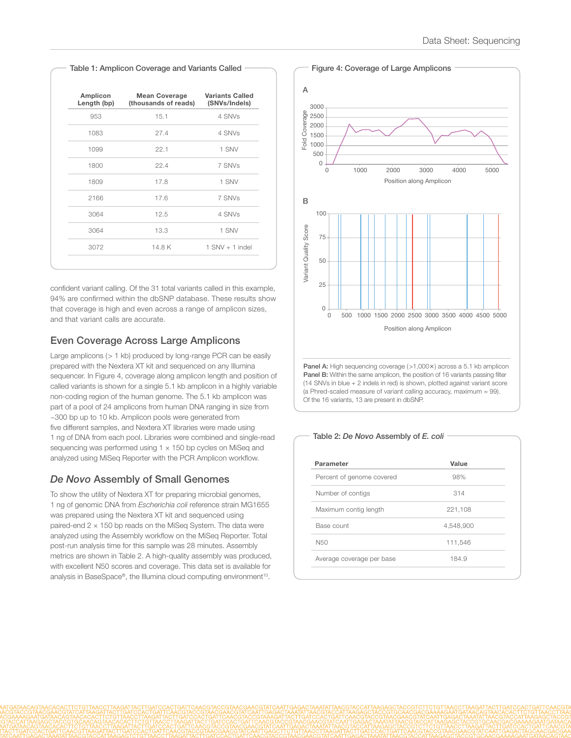**Table 1: Amplicon Coverage and Variants Called**

| Amplicon Length (bp) | Mean Coverage (thousands of reads) | Variants Called (SNVs/Indels) |
|---|---|---|
| 953 | 15.1 | 4 SNVs |
| 1083 | 27.4 | 4 SNVs |
| 1099 | 22.1 | 1 SNV |
| 1800 | 22.4 | 7 SNVs |
| 1809 | 17.8 | 1 SNV |
| 2166 | 17.6 | 7 SNVs |
| 3064 | 12.5 | 4 SNVs |
| 3064 | 13.3 | 1 SNV |
| 3072 | 14.8 K | 1 SNV + 1 indel |

confident variant calling. Of the 31 total variants called in this example, 94% are confirmed within the dbSNP database. These results show that coverage is high and even across a range of amplicon sizes, and that variant calls are accurate.

## Even Coverage Across Large Amplicons

Large amplicons (> 1 kb) produced by long-range PCR can be easily prepared with the Nextera XT kit and sequenced on any Illumina sequencer. In Figure 4, coverage along amplicon length and position of called variants is shown for a single 5.1 kb amplicon in a highly variable non-coding region of the human genome. The 5.1 kb amplicon was part of a pool of 24 amplicons from human DNA ranging in size from ~300 bp up to 10 kb. Amplicon pools were generated from five different samples, and Nextera XT libraries were made using 1 ng of DNA from each pool. Libraries were combined and single-read sequencing was performed using 1 × 150 bp cycles on MiSeq and analyzed using MiSeq Reporter with the PCR Amplicon workflow.

**Figure 4: Coverage of Large Amplicons**

**Panel A:** High sequencing coverage (>1,000×) across a 5.1 kb amplicon
**Panel B:** Within the same amplicon, the position of 16 variants passing filter (14 SNVs in blue + 2 indels in red) is shown, plotted against variant score (a Phred-scaled measure of variant calling accuracy, maximum = 99). Of the 16 variants, 13 are present in dbSNP.

## *De Novo* Assembly of Small Genomes

To show the utility of Nextera XT for preparing microbial genomes, 1 ng of genomic DNA from *Escherichia coli* reference strain MG1655 was prepared using the Nextera XT kit and sequenced using paired-end 2 × 150 bp reads on the MiSeq System. The data were analyzed using the Assembly workflow on the MiSeq Reporter. Total post-run analysis time for this sample was 28 minutes. Assembly metrics are shown in Table 2. A high-quality assembly was produced, with excellent N50 scores and coverage. This data set is available for analysis in BaseSpace®, the Illumina cloud computing environment[10].

**Table 2: *De Novo* Assembly of *E. coli***

| Parameter | Value |
|---|---|
| Percent of genome covered | 98% |
| Number of contigs | 314 |
| Maximum contig length | 221,108 |
| Base count | 4,548,900 |
| N50 | 111,546 |
| Average coverage per base | 184.9 |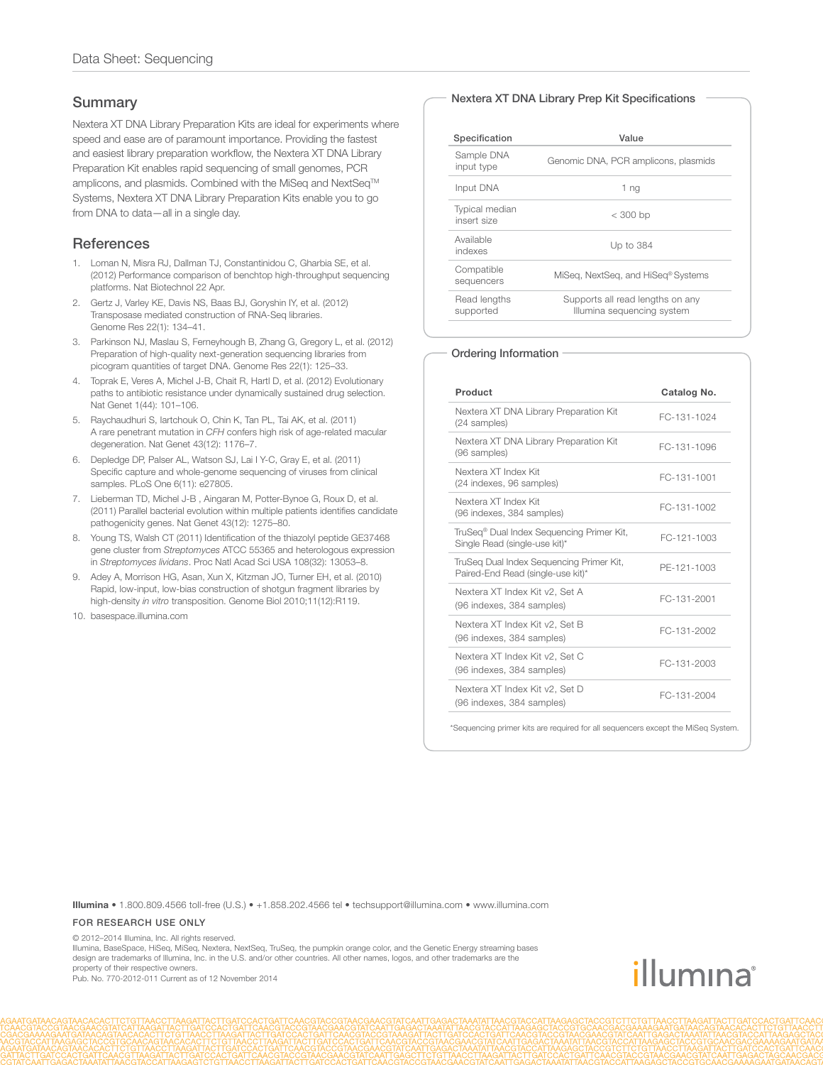## Summary

Nextera XT DNA Library Preparation Kits are ideal for experiments where speed and ease are of paramount importance. Providing the fastest and easiest library preparation workflow, the Nextera XT DNA Library Preparation Kit enables rapid sequencing of small genomes, PCR amplicons, and plasmids. Combined with the MiSeq and NextSeq™ Systems, Nextera XT DNA Library Preparation Kits enable you to go from DNA to data—all in a single day.

## References

1. Loman N, Misra RJ, Dallman TJ, Constantinidou C, Gharbia SE, et al. (2012) Performance comparison of benchtop high-throughput sequencing platforms. Nat Biotechnol 22 Apr.
2. Gertz J, Varley KE, Davis NS, Baas BJ, Goryshin IY, et al. (2012) Transposase mediated construction of RNA-Seq libraries. Genome Res 22(1): 134–41.
3. Parkinson NJ, Maslau S, Ferneyhough B, Zhang G, Gregory L, et al. (2012) Preparation of high-quality next-generation sequencing libraries from picogram quantities of target DNA. Genome Res 22(1): 125–33.
4. Toprak E, Veres A, Michel J-B, Chait R, Hartl D, et al. (2012) Evolutionary paths to antibiotic resistance under dynamically sustained drug selection. Nat Genet 1(44): 101–106.
5. Raychaudhuri S, Iartchouk O, Chin K, Tan PL, Tai AK, et al. (2011) A rare penetrant mutation in *CFH* confers high risk of age-related macular degeneration. Nat Genet 43(12): 1176–7.
6. Depledge DP, Palser AL, Watson SJ, Lai I Y-C, Gray E, et al. (2011) Specific capture and whole-genome sequencing of viruses from clinical samples. PLoS One 6(11): e27805.
7. Lieberman TD, Michel J-B , Aingaran M, Potter-Bynoe G, Roux D, et al. (2011) Parallel bacterial evolution within multiple patients identifies candidate pathogenicity genes. Nat Genet 43(12): 1275–80.
8. Young TS, Walsh CT (2011) Identification of the thiazolyl peptide GE37468 gene cluster from *Streptomyces* ATCC 55365 and heterologous expression in *Streptomyces lividans*. Proc Natl Acad Sci USA 108(32): 13053–8.
9. Adey A, Morrison HG, Asan, Xun X, Kitzman JO, Turner EH, et al. (2010) Rapid, low-input, low-bias construction of shotgun fragment libraries by high-density *in vitro* transposition. Genome Biol 2010;11(12):R119.
10. basespace.illumina.com

### Nextera XT DNA Library Prep Kit Specifications

| Specification | Value |
|---|---|
| Sample DNA input type | Genomic DNA, PCR amplicons, plasmids |
| Input DNA | 1 ng |
| Typical median insert size | < 300 bp |
| Available indexes | Up to 384 |
| Compatible sequencers | MiSeq, NextSeq, and HiSeq® Systems |
| Read lengths supported | Supports all read lengths on any Illumina sequencing system |

### Ordering Information

| Product | Catalog No. |
|---|---|
| Nextera XT DNA Library Preparation Kit (24 samples) | FC-131-1024 |
| Nextera XT DNA Library Preparation Kit (96 samples) | FC-131-1096 |
| Nextera XT Index Kit (24 indexes, 96 samples) | FC-131-1001 |
| Nextera XT Index Kit (96 indexes, 384 samples) | FC-131-1002 |
| TruSeq® Dual Index Sequencing Primer Kit, Single Read (single-use kit)* | FC-121-1003 |
| TruSeq Dual Index Sequencing Primer Kit, Paired-End Read (single-use kit)* | PE-121-1003 |
| Nextera XT Index Kit v2, Set A (96 indexes, 384 samples) | FC-131-2001 |
| Nextera XT Index Kit v2, Set B (96 indexes, 384 samples) | FC-131-2002 |
| Nextera XT Index Kit v2, Set C (96 indexes, 384 samples) | FC-131-2003 |
| Nextera XT Index Kit v2, Set D (96 indexes, 384 samples) | FC-131-2004 |

*Sequencing primer kits are required for all sequencers except the MiSeq System.

**Illumina** • 1.800.809.4566 toll-free (U.S.) • +1.858.202.4566 tel • techsupport@illumina.com • www.illumina.com

FOR RESEARCH USE ONLY

© 2012–2014 Illumina, Inc. All rights reserved.
Illumina, BaseSpace, HiSeq, MiSeq, Nextera, NextSeq, TruSeq, the pumpkin orange color, and the Genetic Energy streaming bases design are trademarks of Illumina, Inc. in the U.S. and/or other countries. All other names, logos, and other trademarks are the property of their respective owners.
Pub. No. 770-2012-011 Current as of 12 November 2014